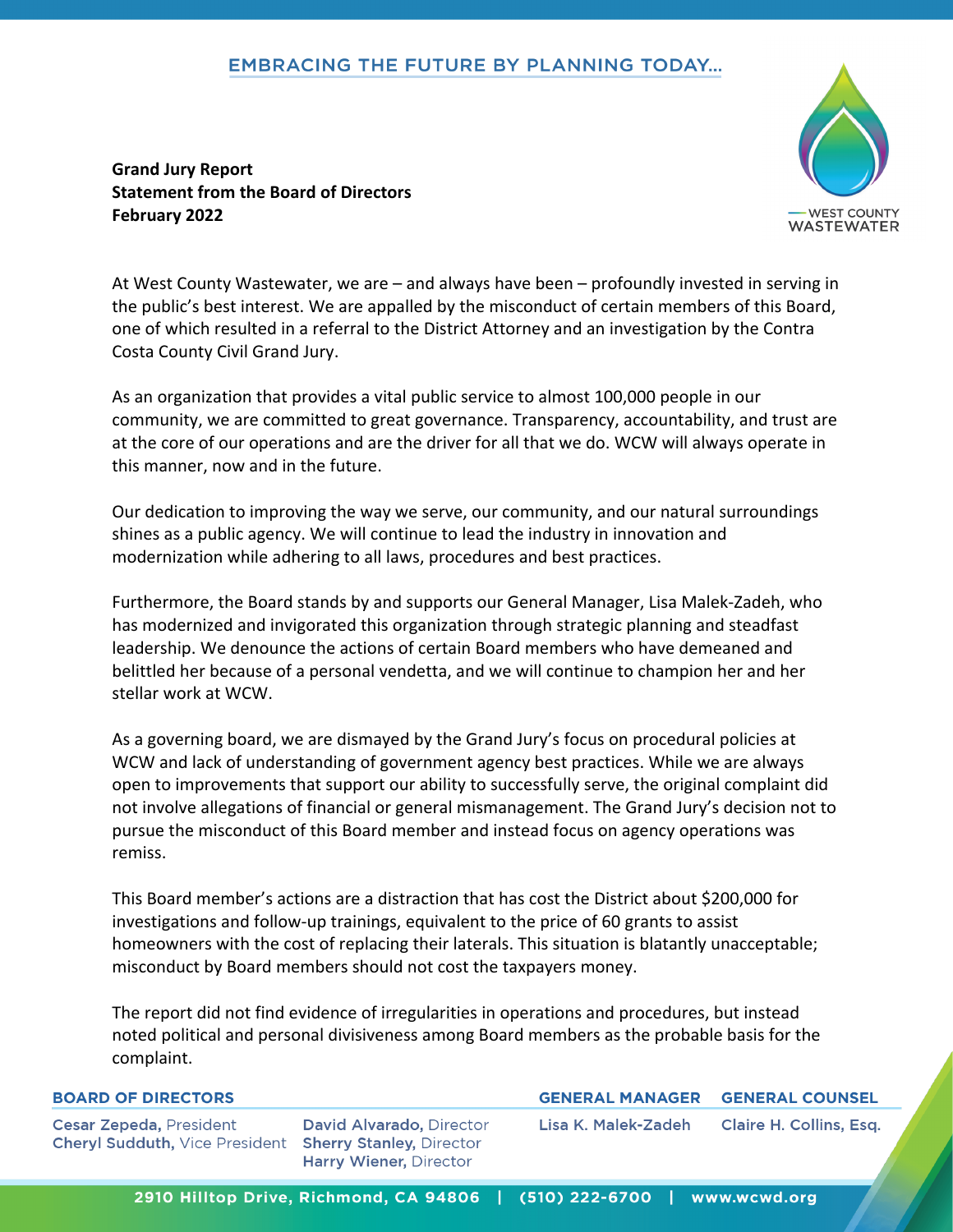EMBRACING THE FUTURE BY PLANNING TODAY...

**Grand Jury Report**
**Statement from the Board of Directors**
**February 2022**

WEST COUNTY WASTEWATER

At West County Wastewater, we are – and always have been – profoundly invested in serving in the public's best interest. We are appalled by the misconduct of certain members of this Board, one of which resulted in a referral to the District Attorney and an investigation by the Contra Costa County Civil Grand Jury.

As an organization that provides a vital public service to almost 100,000 people in our community, we are committed to great governance. Transparency, accountability, and trust are at the core of our operations and are the driver for all that we do. WCW will always operate in this manner, now and in the future.

Our dedication to improving the way we serve, our community, and our natural surroundings shines as a public agency. We will continue to lead the industry in innovation and modernization while adhering to all laws, procedures and best practices.

Furthermore, the Board stands by and supports our General Manager, Lisa Malek-Zadeh, who has modernized and invigorated this organization through strategic planning and steadfast leadership. We denounce the actions of certain Board members who have demeaned and belittled her because of a personal vendetta, and we will continue to champion her and her stellar work at WCW.

As a governing board, we are dismayed by the Grand Jury's focus on procedural policies at WCW and lack of understanding of government agency best practices. While we are always open to improvements that support our ability to successfully serve, the original complaint did not involve allegations of financial or general mismanagement. The Grand Jury's decision not to pursue the misconduct of this Board member and instead focus on agency operations was remiss.

This Board member's actions are a distraction that has cost the District about $200,000 for investigations and follow-up trainings, equivalent to the price of 60 grants to assist homeowners with the cost of replacing their laterals. This situation is blatantly unacceptable; misconduct by Board members should not cost the taxpayers money.

The report did not find evidence of irregularities in operations and procedures, but instead noted political and personal divisiveness among Board members as the probable basis for the complaint.

**BOARD OF DIRECTORS**

Cesar Zepeda, President
Cheryl Sudduth, Vice President
David Alvarado, Director
Sherry Stanley, Director
Harry Wiener, Director

**GENERAL MANAGER**

Lisa K. Malek-Zadeh

**GENERAL COUNSEL**

Claire H. Collins, Esq.

2910 Hilltop Drive, Richmond, CA 94806 | (510) 222-6700 | www.wcwd.org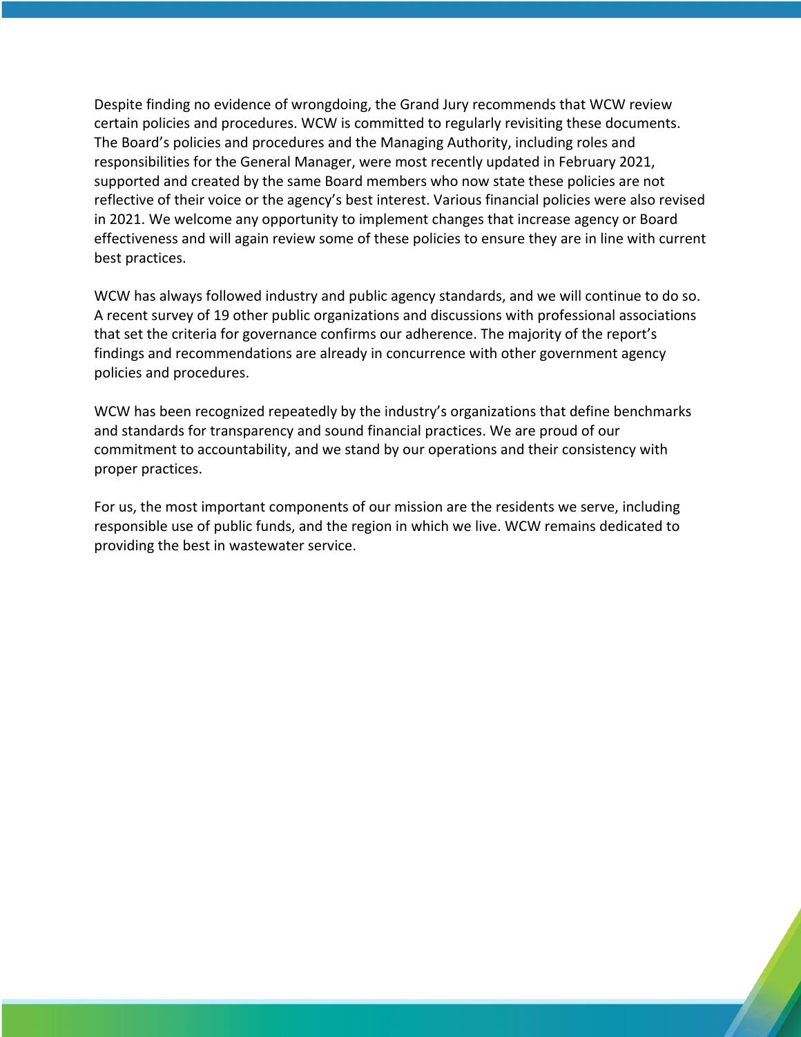Despite finding no evidence of wrongdoing, the Grand Jury recommends that WCW review certain policies and procedures. WCW is committed to regularly revisiting these documents. The Board's policies and procedures and the Managing Authority, including roles and responsibilities for the General Manager, were most recently updated in February 2021, supported and created by the same Board members who now state these policies are not reflective of their voice or the agency's best interest. Various financial policies were also revised in 2021. We welcome any opportunity to implement changes that increase agency or Board effectiveness and will again review some of these policies to ensure they are in line with current best practices.

WCW has always followed industry and public agency standards, and we will continue to do so. A recent survey of 19 other public organizations and discussions with professional associations that set the criteria for governance confirms our adherence. The majority of the report's findings and recommendations are already in concurrence with other government agency policies and procedures.

WCW has been recognized repeatedly by the industry's organizations that define benchmarks and standards for transparency and sound financial practices. We are proud of our commitment to accountability, and we stand by our operations and their consistency with proper practices.

For us, the most important components of our mission are the residents we serve, including responsible use of public funds, and the region in which we live. WCW remains dedicated to providing the best in wastewater service.